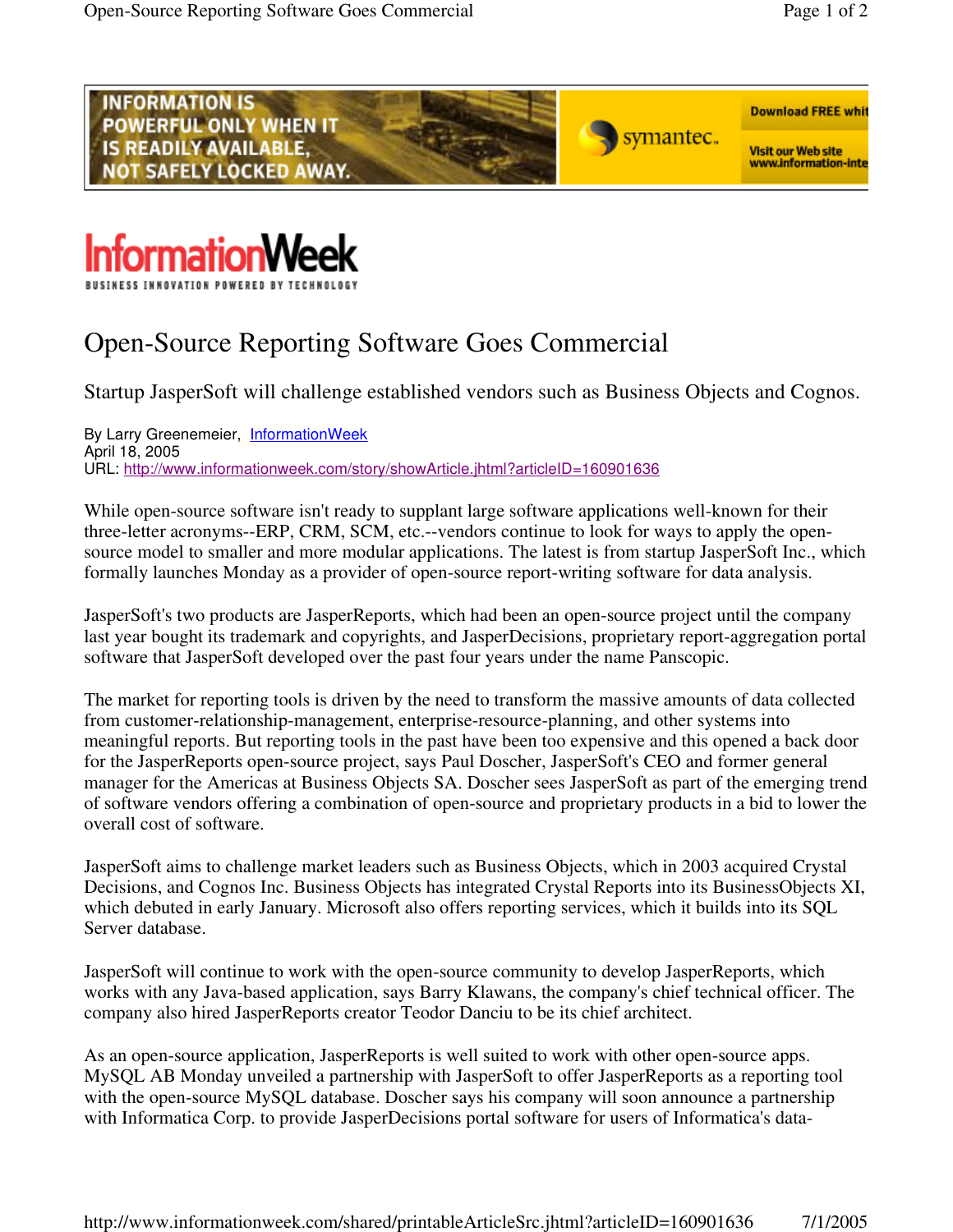# Open-Source Reporting Software Goes Commercial

Startup JasperSoft will challenge established vendors such as Business Objects and Cognos.

By Larry Greenemeier, InformationWeek
April 18, 2005
URL: http://www.informationweek.com/story/showArticle.jhtml?articleID=160901636

While open-source software isn't ready to supplant large software applications well-known for their three-letter acronyms--ERP, CRM, SCM, etc.--vendors continue to look for ways to apply the open-source model to smaller and more modular applications. The latest is from startup JasperSoft Inc., which formally launches Monday as a provider of open-source report-writing software for data analysis.

JasperSoft's two products are JasperReports, which had been an open-source project until the company last year bought its trademark and copyrights, and JasperDecisions, proprietary report-aggregation portal software that JasperSoft developed over the past four years under the name Panscopic.

The market for reporting tools is driven by the need to transform the massive amounts of data collected from customer-relationship-management, enterprise-resource-planning, and other systems into meaningful reports. But reporting tools in the past have been too expensive and this opened a back door for the JasperReports open-source project, says Paul Doscher, JasperSoft's CEO and former general manager for the Americas at Business Objects SA. Doscher sees JasperSoft as part of the emerging trend of software vendors offering a combination of open-source and proprietary products in a bid to lower the overall cost of software.

JasperSoft aims to challenge market leaders such as Business Objects, which in 2003 acquired Crystal Decisions, and Cognos Inc. Business Objects has integrated Crystal Reports into its BusinessObjects XI, which debuted in early January. Microsoft also offers reporting services, which it builds into its SQL Server database.

JasperSoft will continue to work with the open-source community to develop JasperReports, which works with any Java-based application, says Barry Klawans, the company's chief technical officer. The company also hired JasperReports creator Teodor Danciu to be its chief architect.

As an open-source application, JasperReports is well suited to work with other open-source apps. MySQL AB Monday unveiled a partnership with JasperSoft to offer JasperReports as a reporting tool with the open-source MySQL database. Doscher says his company will soon announce a partnership with Informatica Corp. to provide JasperDecisions portal software for users of Informatica's data-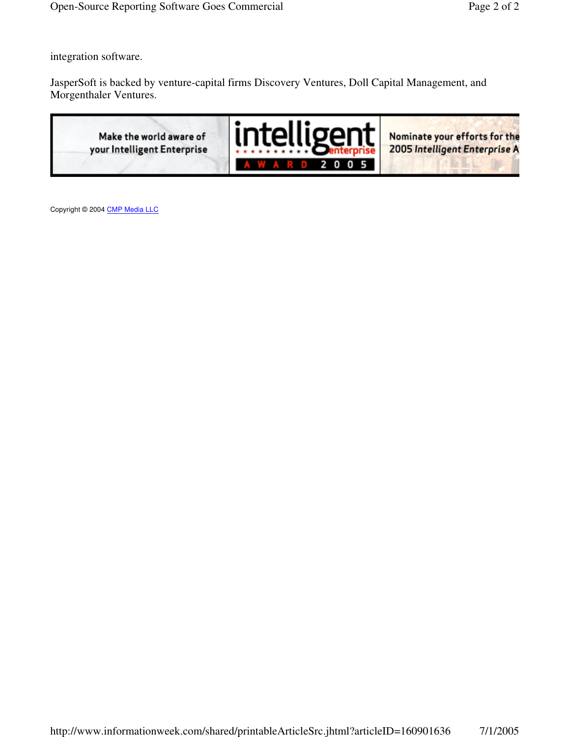integration software.

JasperSoft is backed by venture-capital firms Discovery Ventures, Doll Capital Management, and Morgenthaler Ventures.

Copyright © 2004 CMP Media LLC